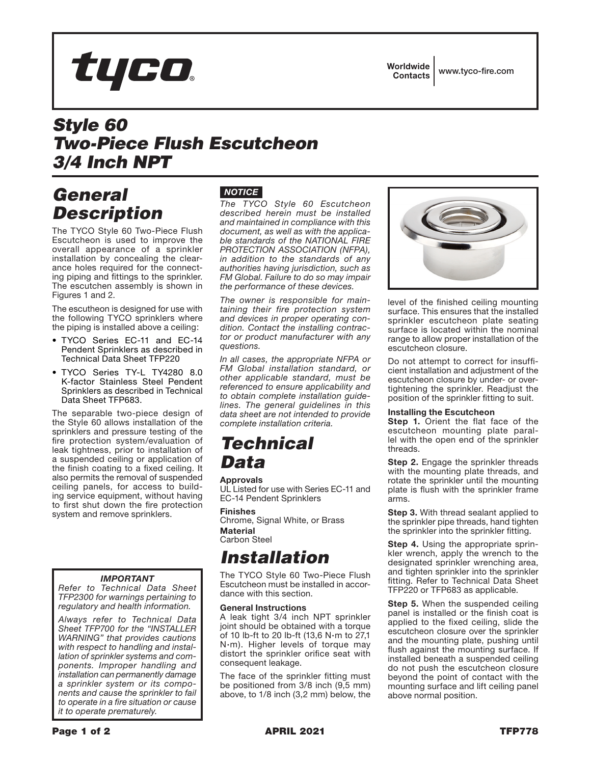# Style 60 Two-Piece Flush Escutcheon 3/4 Inch NPT

## General Description

The TYCO Style 60 Two-Piece Flush Escutcheon is used to improve the overall appearance of a sprinkler installation by concealing the clearance holes required for the connecting piping and fittings to the sprinkler. The escutchen assembly is shown in Figures 1 and 2.

The escutheon is designed for use with the following TYCO sprinklers where the piping is installed above a ceiling:

- TYCO Series EC-11 and EC-14 Pendent Sprinklers as described in Technical Data Sheet TFP220
- TYCO Series TY-L TY4280 8.0 K-factor Stainless Steel Pendent Sprinklers as described in Technical Data Sheet TFP683.

The separable two-piece design of the Style 60 allows installation of the sprinklers and pressure testing of the fire protection system/evaluation of leak tightness, prior to installation of a suspended ceiling or application of the finish coating to a fixed ceiling. It also permits the removal of suspended ceiling panels, for access to building service equipment, without having to first shut down the fire protection system and remove sprinklers.

***IMPORTANT***

*Refer to Technical Data Sheet TFP2300 for warnings pertaining to regulatory and health information.*

*Always refer to Technical Data Sheet TFP700 for the "INSTALLER WARNING" that provides cautions with respect to handling and installation of sprinkler systems and components. Improper handling and installation can permanently damage a sprinkler system or its components and cause the sprinkler to fail to operate in a fire situation or cause it to operate prematurely.*

***NOTICE***

*The TYCO Style 60 Escutcheon described herein must be installed and maintained in compliance with this document, as well as with the applicable standards of the NATIONAL FIRE PROTECTION ASSOCIATION (NFPA), in addition to the standards of any authorities having jurisdiction, such as FM Global. Failure to do so may impair the performance of these devices.*

*The owner is responsible for maintaining their fire protection system and devices in proper operating condition. Contact the installing contractor or product manufacturer with any questions.*

*In all cases, the appropriate NFPA or FM Global installation standard, or other applicable standard, must be referenced to ensure applicability and to obtain complete installation guidelines. The general guidelines in this data sheet are not intended to provide complete installation criteria.*

## Technical Data

**Approvals**
UL Listed for use with Series EC-11 and EC-14 Pendent Sprinklers

**Finishes**
Chrome, Signal White, or Brass

**Material**
Carbon Steel

## Installation

The TYCO Style 60 Two-Piece Flush Escutcheon must be installed in accordance with this section.

**General Instructions**

A leak tight 3/4 inch NPT sprinkler joint should be obtained with a torque of 10 lb-ft to 20 lb-ft (13,6 N·m to 27,1 N·m). Higher levels of torque may distort the sprinkler orifice seat with consequent leakage.

The face of the sprinkler fitting must be positioned from 3/8 inch (9,5 mm) above, to 1/8 inch (3,2 mm) below, the level of the finished ceiling mounting surface. This ensures that the installed sprinkler escutcheon plate seating surface is located within the nominal range to allow proper installation of the escutcheon closure.

Do not attempt to correct for insufficient installation and adjustment of the escutcheon closure by under- or over-tightening the sprinkler. Readjust the position of the sprinkler fitting to suit.

**Installing the Escutcheon**

**Step 1.** Orient the flat face of the escutcheon mounting plate parallel with the open end of the sprinkler threads.

**Step 2.** Engage the sprinkler threads with the mounting plate threads, and rotate the sprinkler until the mounting plate is flush with the sprinkler frame arms.

**Step 3.** With thread sealant applied to the sprinkler pipe threads, hand tighten the sprinkler into the sprinkler fitting.

**Step 4.** Using the appropriate sprinkler wrench, apply the wrench to the designated sprinkler wrenching area, and tighten sprinkler into the sprinkler fitting. Refer to Technical Data Sheet TFP220 or TFP683 as applicable.

**Step 5.** When the suspended ceiling panel is installed or the finish coat is applied to the fixed ceiling, slide the escutcheon closure over the sprinkler and the mounting plate, pushing until flush against the mounting surface. If installed beneath a suspended ceiling do not push the escutcheon closure beyond the point of contact with the mounting surface and lift ceiling panel above normal position.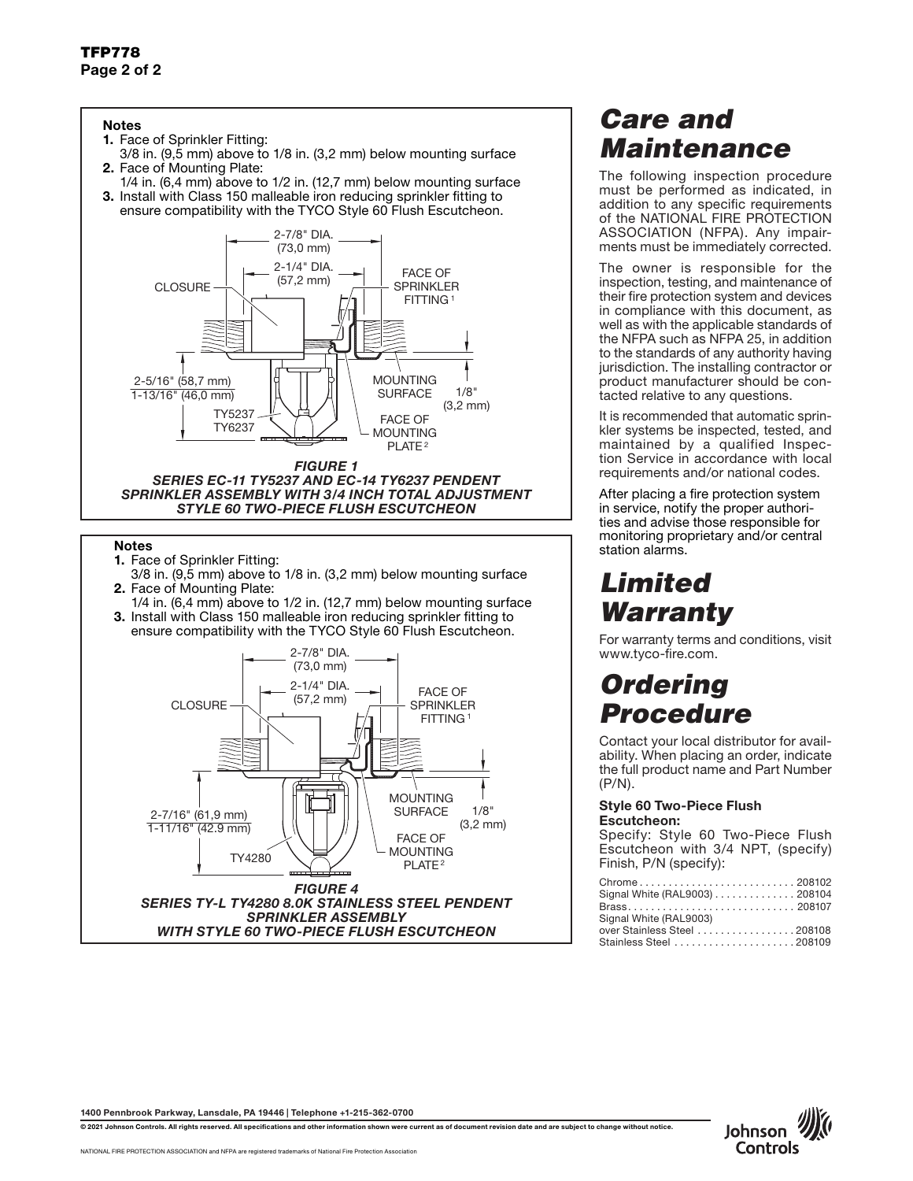**Notes**

1. Face of Sprinkler Fitting:
   3/8 in. (9,5 mm) above to 1/8 in. (3,2 mm) below mounting surface
2. Face of Mounting Plate:
   1/4 in. (6,4 mm) above to 1/2 in. (12,7 mm) below mounting surface
3. Install with Class 150 malleable iron reducing sprinkler fitting to ensure compatibility with the TYCO Style 60 Flush Escutcheon.

2-7/8" DIA.
(73,0 mm)
2-1/4" DIA.
(57,2 mm)
CLOSURE
FACE OF SPRINKLER FITTING [1]
MOUNTING SURFACE
1/8"
(3,2 mm)
FACE OF MOUNTING PLATE [2]
2-5/16" (58,7 mm)
1-13/16" (46,0 mm)
TY5237
TY6237

***FIGURE 1***
***SERIES EC-11 TY5237 AND EC-14 TY6237 PENDENT SPRINKLER ASSEMBLY WITH 3/4 INCH TOTAL ADJUSTMENT STYLE 60 TWO-PIECE FLUSH ESCUTCHEON***

**Notes**

1. Face of Sprinkler Fitting:
   3/8 in. (9,5 mm) above to 1/8 in. (3,2 mm) below mounting surface
2. Face of Mounting Plate:
   1/4 in. (6,4 mm) above to 1/2 in. (12,7 mm) below mounting surface
3. Install with Class 150 malleable iron reducing sprinkler fitting to ensure compatibility with the TYCO Style 60 Flush Escutcheon.

2-7/8" DIA.
(73,0 mm)
2-1/4" DIA.
(57,2 mm)
CLOSURE
FACE OF SPRINKLER FITTING [1]
MOUNTING SURFACE
1/8"
(3,2 mm)
FACE OF MOUNTING PLATE [2]
2-7/16" (61,9 mm)
1-11/16" (42.9 mm)
TY4280

***FIGURE 4***
***SERIES TY-L TY4280 8.0K STAINLESS STEEL PENDENT SPRINKLER ASSEMBLY WITH STYLE 60 TWO-PIECE FLUSH ESCUTCHEON***

# *Care and Maintenance*

The following inspection procedure must be performed as indicated, in addition to any specific requirements of the NATIONAL FIRE PROTECTION ASSOCIATION (NFPA). Any impairments must be immediately corrected.

The owner is responsible for the inspection, testing, and maintenance of their fire protection system and devices in compliance with this document, as well as with the applicable standards of the NFPA such as NFPA 25, in addition to the standards of any authority having jurisdiction. The installing contractor or product manufacturer should be contacted relative to any questions.

It is recommended that automatic sprinkler systems be inspected, tested, and maintained by a qualified Inspection Service in accordance with local requirements and/or national codes.

After placing a fire protection system in service, notify the proper authorities and advise those responsible for monitoring proprietary and/or central station alarms.

# *Limited Warranty*

For warranty terms and conditions, visit www.tyco-fire.com.

# *Ordering Procedure*

Contact your local distributor for availability. When placing an order, indicate the full product name and Part Number (P/N).

**Style 60 Two-Piece Flush Escutcheon:**
Specify: Style 60 Two-Piece Flush Escutcheon with 3/4 NPT, (specify) Finish, P/N (specify):

Chrome . . . . . . . . . . . . . . . . . . . . . . . . . . 208102
Signal White (RAL9003) . . . . . . . . . . . . . . 208104
Brass . . . . . . . . . . . . . . . . . . . . . . . . . . . . 208107
Signal White (RAL9003) over Stainless Steel . . . . . . . . . . . . . . . . . 208108
Stainless Steel . . . . . . . . . . . . . . . . . . . . . 208109

1400 Pennbrook Parkway, Lansdale, PA 19446 | Telephone +1-215-362-0700

© 2021 Johnson Controls. All rights reserved. All specifications and other information shown were current as of document revision date and are subject to change without notice.

NATIONAL FIRE PROTECTION ASSOCIATION and NFPA are registered trademarks of National Fire Protection Association